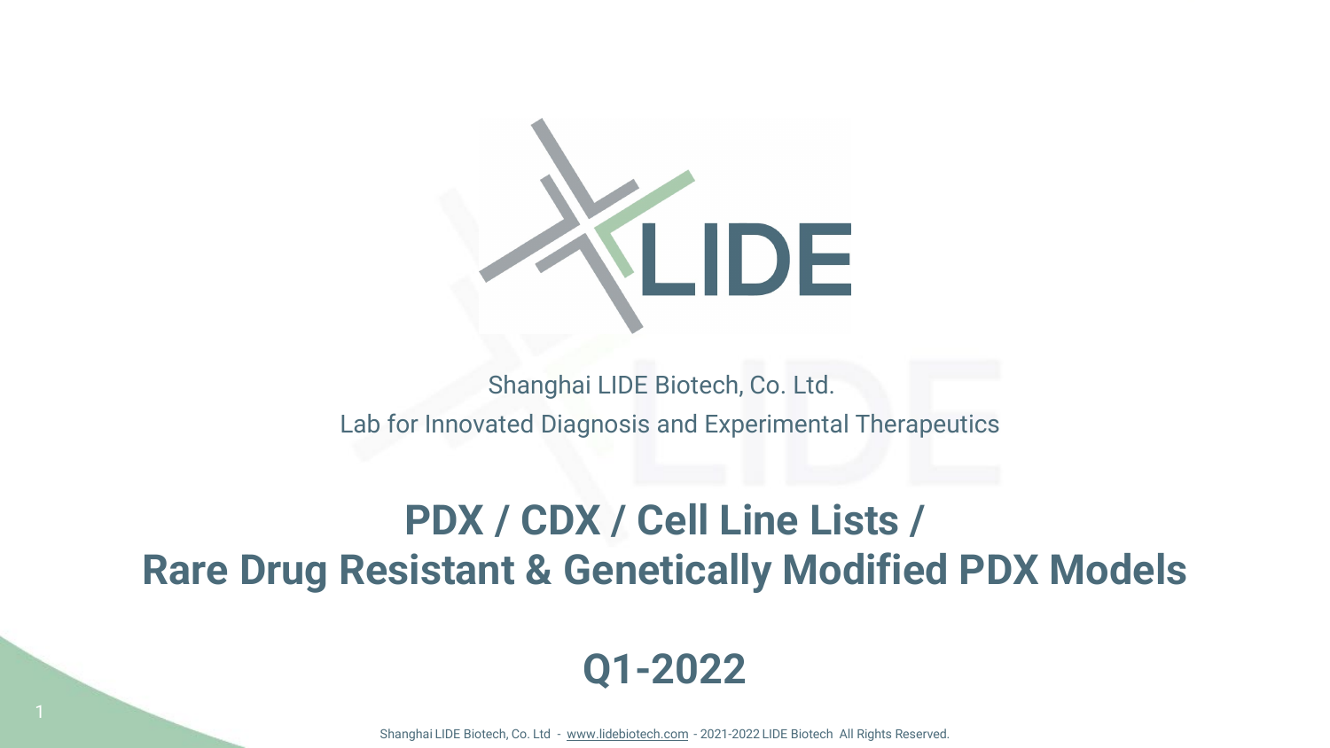LIDE

Shanghai LIDE Biotech, Co. Ltd.

Lab for Innovated Diagnosis and Experimental Therapeutics

# PDX / CDX / Cell Line Lists / Rare Drug Resistant & Genetically Modified PDX Models

## Q1-2022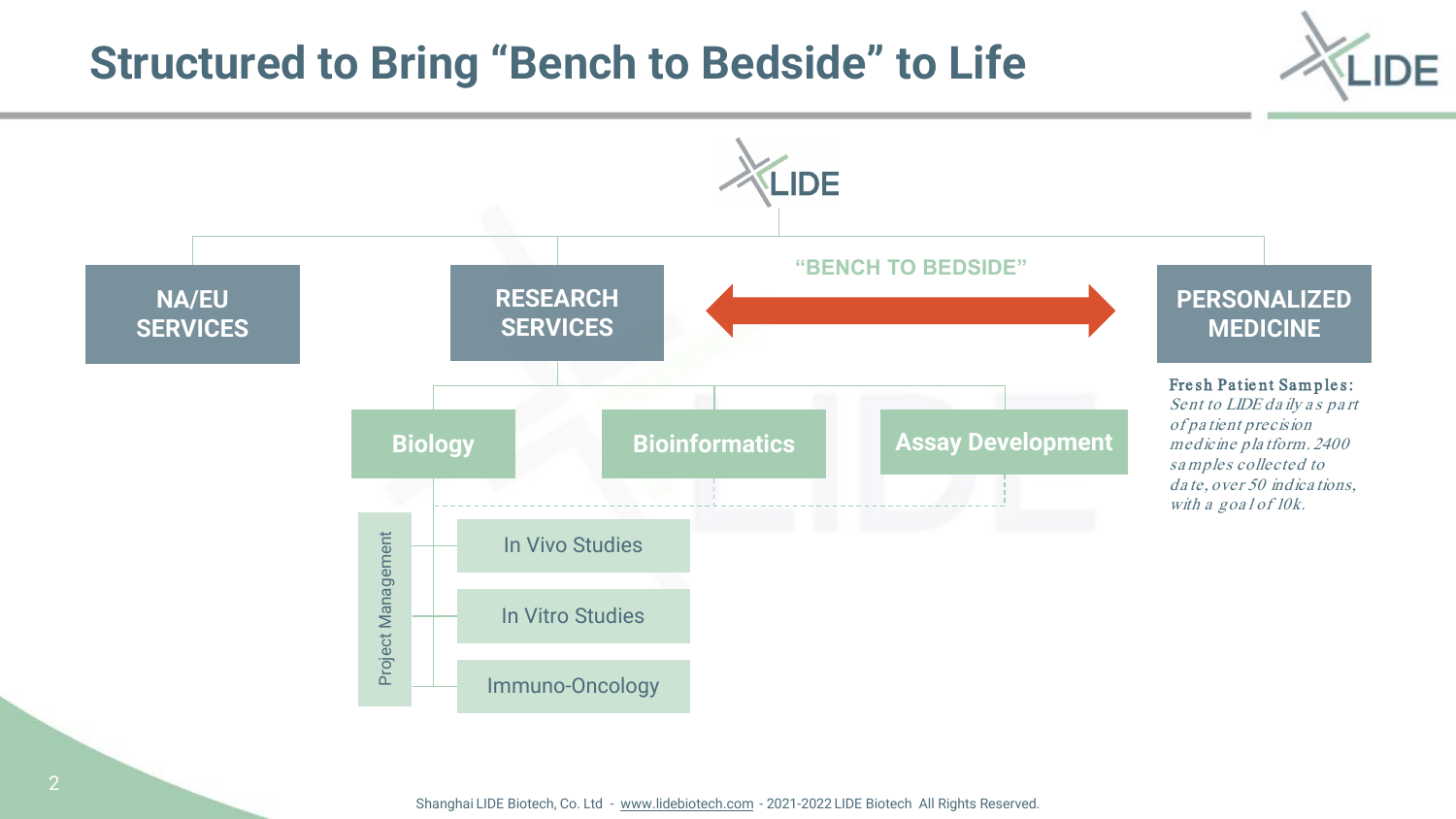# Structured to Bring "Bench to Bedside" to Life

LIDE

- **NA/EU SERVICES**
- **RESEARCH SERVICES**
  - **Biology**
  - **Bioinformatics**
  - **Assay Development**
  - Project Management
    - In Vivo Studies
    - In Vitro Studies
    - Immuno-Oncology
- **PERSONALIZED MEDICINE**

"BENCH TO BEDSIDE"

**Fresh Patient Samples:**
*Sent to LIDE daily as part of patient precision medicine platform. 2400 samples collected to date, over 50 indications, with a goal of 10k.*

Shanghai LIDE Biotech, Co. Ltd - www.lidebiotech.com - 2021-2022 LIDE Biotech All Rights Reserved.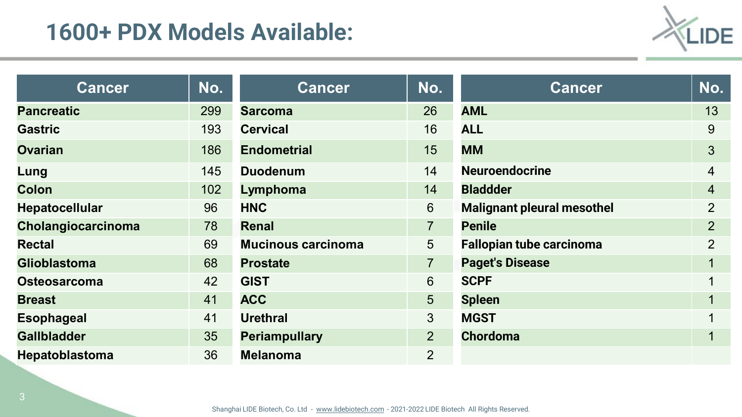# 1600+ PDX Models Available:

| Cancer | No. | Cancer | No. | Cancer | No. |
|---|---|---|---|---|---|
| **Pancreatic** | 299 | **Sarcoma** | 26 | **AML** | 13 |
| **Gastric** | 193 | **Cervical** | 16 | **ALL** | 9 |
| **Ovarian** | 186 | **Endometrial** | 15 | **MM** | 3 |
| **Lung** | 145 | **Duodenum** | 14 | **Neuroendocrine** | 4 |
| **Colon** | 102 | **Lymphoma** | 14 | **Bladdder** | 4 |
| **Hepatocellular** | 96 | **HNC** | 6 | **Malignant pleural mesothel** | 2 |
| **Cholangiocarcinoma** | 78 | **Renal** | 7 | **Penile** | 2 |
| **Rectal** | 69 | **Mucinous carcinoma** | 5 | **Fallopian tube carcinoma** | 2 |
| **Glioblastoma** | 68 | **Prostate** | 7 | **Paget's Disease** | 1 |
| **Osteosarcoma** | 42 | **GIST** | 6 | **SCPF** | 1 |
| **Breast** | 41 | **ACC** | 5 | **Spleen** | 1 |
| **Esophageal** | 41 | **Urethral** | 3 | **MGST** | 1 |
| **Gallbladder** | 35 | **Periampullary** | 2 | **Chordoma** | 1 |
| **Hepatoblastoma** | 36 | **Melanoma** | 2 | | |

Shanghai LIDE Biotech, Co. Ltd - www.lidebiotech.com - 2021-2022 LIDE Biotech All Rights Reserved.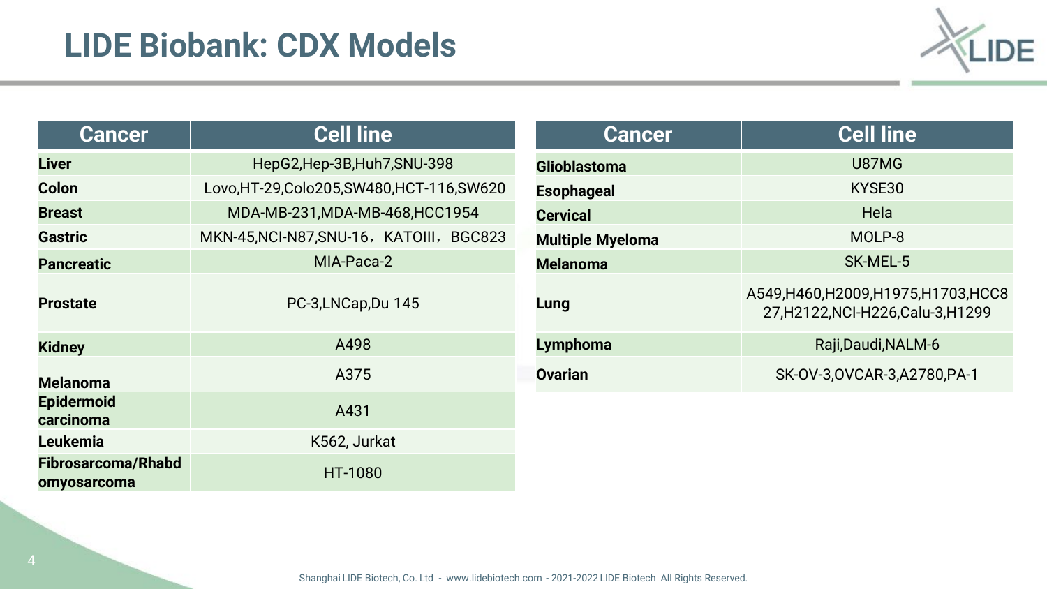# LIDE Biobank: CDX Models

| Cancer | Cell line |
|---|---|
| **Liver** | HepG2,Hep-3B,Huh7,SNU-398 |
| **Colon** | Lovo,HT-29,Colo205,SW480,HCT-116,SW620 |
| **Breast** | MDA-MB-231,MDA-MB-468,HCC1954 |
| **Gastric** | MKN-45,NCI-N87,SNU-16，KATOIII，BGC823 |
| **Pancreatic** | MIA-Paca-2 |
| **Prostate** | PC-3,LNCap,Du 145 |
| **Kidney** | A498 |
| **Melanoma** | A375 |
| **Epidermoid carcinoma** | A431 |
| **Leukemia** | K562, Jurkat |
| **Fibrosarcoma/Rhabdomyosarcoma** | HT-1080 |

| Cancer | Cell line |
|---|---|
| **Glioblastoma** | U87MG |
| **Esophageal** | KYSE30 |
| **Cervical** | Hela |
| **Multiple Myeloma** | MOLP-8 |
| **Melanoma** | SK-MEL-5 |
| **Lung** | A549,H460,H2009,H1975,H1703,HCC827,H2122,NCI-H226,Calu-3,H1299 |
| **Lymphoma** | Raji,Daudi,NALM-6 |
| **Ovarian** | SK-OV-3,OVCAR-3,A2780,PA-1 |

Shanghai LIDE Biotech, Co. Ltd - www.lidebiotech.com - 2021-2022 LIDE Biotech All Rights Reserved.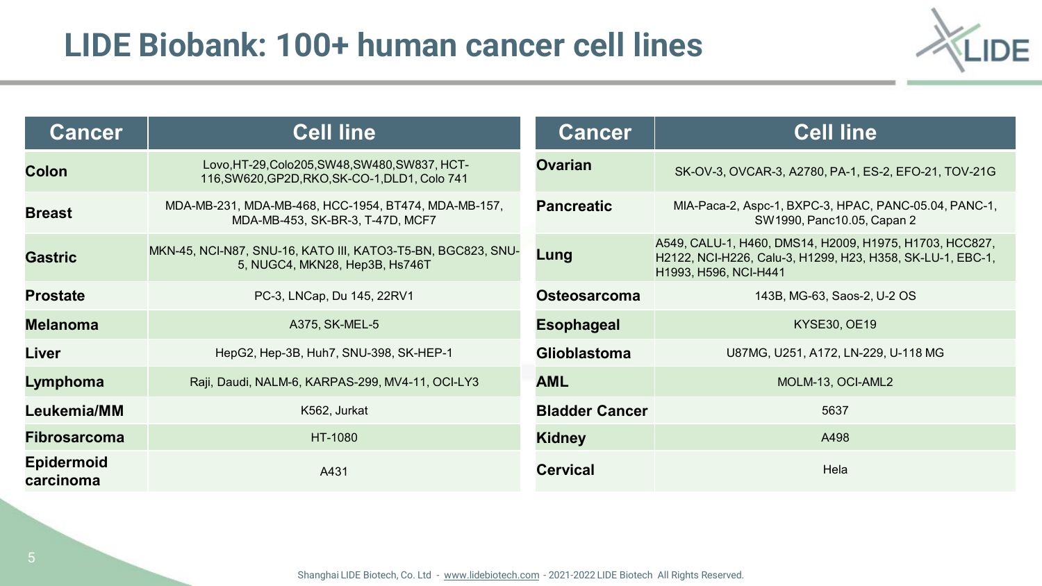# LIDE Biobank: 100+ human cancer cell lines

| Cancer | Cell line |
| --- | --- |
| Colon | Lovo,HT-29,Colo205,SW48,SW480,SW837, HCT-116,SW620,GP2D,RKO,SK-CO-1,DLD1, Colo 741 |
| Breast | MDA-MB-231, MDA-MB-468, HCC-1954, BT474, MDA-MB-157, MDA-MB-453, SK-BR-3, T-47D, MCF7 |
| Gastric | MKN-45, NCI-N87, SNU-16, KATO III, KATO3-T5-BN, BGC823, SNU-5, NUGC4, MKN28, Hep3B, Hs746T |
| Prostate | PC-3, LNCap, Du 145, 22RV1 |
| Melanoma | A375, SK-MEL-5 |
| Liver | HepG2, Hep-3B, Huh7, SNU-398, SK-HEP-1 |
| Lymphoma | Raji, Daudi, NALM-6, KARPAS-299, MV4-11, OCI-LY3 |
| Leukemia/MM | K562, Jurkat |
| Fibrosarcoma | HT-1080 |
| Epidermoid carcinoma | A431 |

| Cancer | Cell line |
| --- | --- |
| Ovarian | SK-OV-3, OVCAR-3, A2780, PA-1, ES-2, EFO-21, TOV-21G |
| Pancreatic | MIA-Paca-2, Aspc-1, BXPC-3, HPAC, PANC-05.04, PANC-1, SW1990, Panc10.05, Capan 2 |
| Lung | A549, CALU-1, H460, DMS14, H2009, H1975, H1703, HCC827, H2122, NCI-H226, Calu-3, H1299, H23, H358, SK-LU-1, EBC-1, H1993, H596, NCI-H441 |
| Osteosarcoma | 143B, MG-63, Saos-2, U-2 OS |
| Esophageal | KYSE30, OE19 |
| Glioblastoma | U87MG, U251, A172, LN-229, U-118 MG |
| AML | MOLM-13, OCI-AML2 |
| Bladder Cancer | 5637 |
| Kidney | A498 |
| Cervical | Hela |

Shanghai LIDE Biotech, Co. Ltd - www.lidebiotech.com - 2021-2022 LIDE Biotech All Rights Reserved.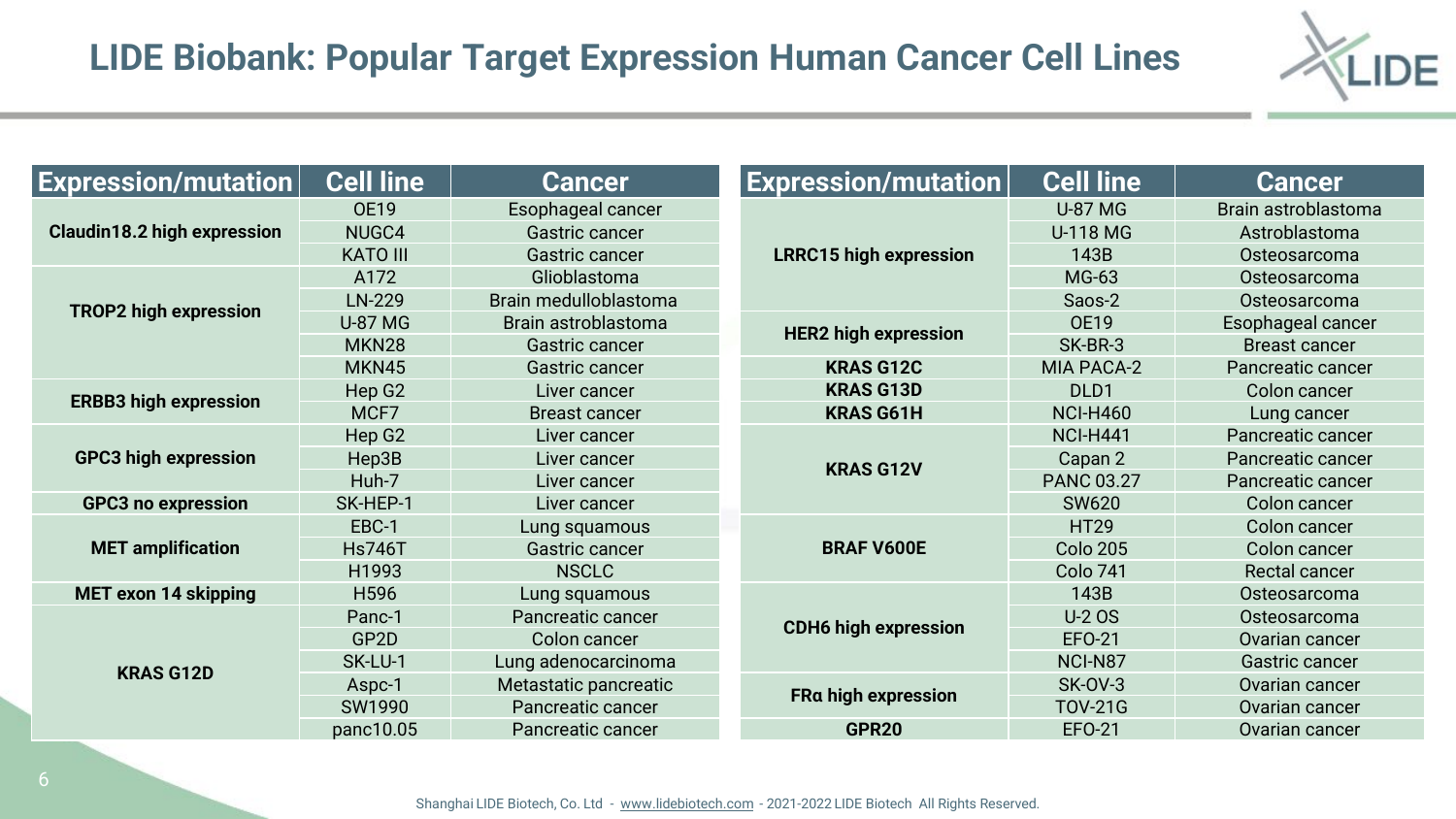# LIDE Biobank: Popular Target Expression Human Cancer Cell Lines

| Expression/mutation | Cell line | Cancer |
|---|---|---|
| **Claudin18.2 high expression** | OE19 | Esophageal cancer |
| | NUGC4 | Gastric cancer |
| | KATO III | Gastric cancer |
| **TROP2 high expression** | A172 | Glioblastoma |
| | LN-229 | Brain medulloblastoma |
| | U-87 MG | Brain astroblastoma |
| | MKN28 | Gastric cancer |
| | MKN45 | Gastric cancer |
| **ERBB3 high expression** | Hep G2 | Liver cancer |
| | MCF7 | Breast cancer |
| **GPC3 high expression** | Hep G2 | Liver cancer |
| | Hep3B | Liver cancer |
| | Huh-7 | Liver cancer |
| **GPC3 no expression** | SK-HEP-1 | Liver cancer |
| **MET amplification** | EBC-1 | Lung squamous |
| | Hs746T | Gastric cancer |
| | H1993 | NSCLC |
| **MET exon 14 skipping** | H596 | Lung squamous |
| **KRAS G12D** | Panc-1 | Pancreatic cancer |
| | GP2D | Colon cancer |
| | SK-LU-1 | Lung adenocarcinoma |
| | Aspc-1 | Metastatic pancreatic |
| | SW1990 | Pancreatic cancer |
| | panc10.05 | Pancreatic cancer |

| Expression/mutation | Cell line | Cancer |
|---|---|---|
| **LRRC15 high expression** | U-87 MG | Brain astroblastoma |
| | U-118 MG | Astroblastoma |
| | 143B | Osteosarcoma |
| | MG-63 | Osteosarcoma |
| | Saos-2 | Osteosarcoma |
| **HER2 high expression** | OE19 | Esophageal cancer |
| | SK-BR-3 | Breast cancer |
| **KRAS G12C** | MIA PACA-2 | Pancreatic cancer |
| **KRAS G13D** | DLD1 | Colon cancer |
| **KRAS G61H** | NCI-H460 | Lung cancer |
| **KRAS G12V** | NCI-H441 | Pancreatic cancer |
| | Capan 2 | Pancreatic cancer |
| | PANC 03.27 | Pancreatic cancer |
| | SW620 | Colon cancer |
| **BRAF V600E** | HT29 | Colon cancer |
| | Colo 205 | Colon cancer |
| | Colo 741 | Rectal cancer |
| **CDH6 high expression** | 143B | Osteosarcoma |
| | U-2 OS | Osteosarcoma |
| | EFO-21 | Ovarian cancer |
| | NCI-N87 | Gastric cancer |
| **FRα high expression** | SK-OV-3 | Ovarian cancer |
| | TOV-21G | Ovarian cancer |
| **GPR20** | EFO-21 | Ovarian cancer |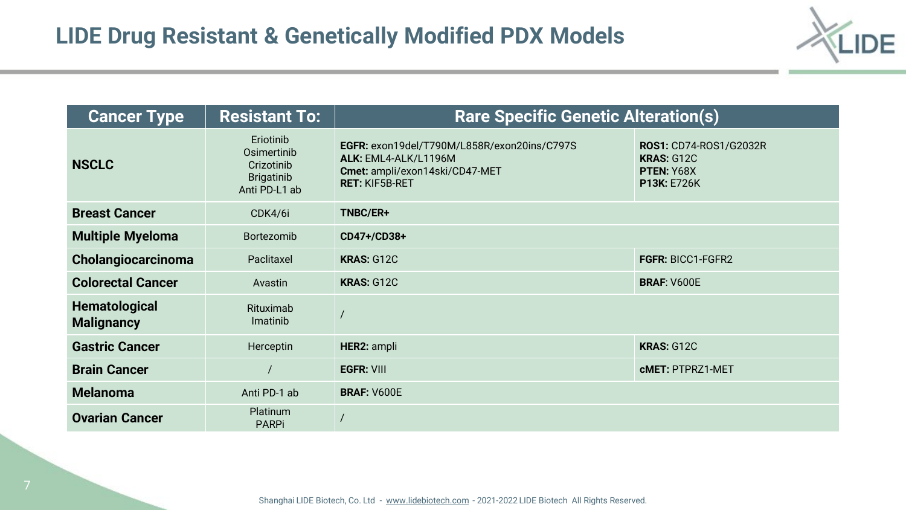# LIDE Drug Resistant & Genetically Modified PDX Models

| Cancer Type | Resistant To: | Rare Specific Genetic Alteration(s) | |
|---|---|---|---|
| **NSCLC** | Eriotinib<br>Osimertinib<br>Crizotinib<br>Brigatinib<br>Anti PD-L1 ab | **EGFR:** exon19del/T790M/L858R/exon20ins/C797S<br>**ALK:** EML4-ALK/L1196M<br>**Cmet:** ampli/exon14ski/CD47-MET<br>**RET:** KIF5B-RET | **ROS1:** CD74-ROS1/G2032R<br>**KRAS:** G12C<br>**PTEN:** Y68X<br>**P13K:** E726K |
| **Breast Cancer** | CDK4/6i | **TNBC/ER+** | |
| **Multiple Myeloma** | Bortezomib | **CD47+/CD38+** | |
| **Cholangiocarcinoma** | Paclitaxel | **KRAS:** G12C | **FGFR:** BICC1-FGFR2 |
| **Colorectal Cancer** | Avastin | **KRAS:** G12C | **BRAF**: V600E |
| **Hematological Malignancy** | Rituximab<br>Imatinib | / | |
| **Gastric Cancer** | Herceptin | **HER2:** ampli | **KRAS:** G12C |
| **Brain Cancer** | / | **EGFR:** VIII | **cMET:** PTPRZ1-MET |
| **Melanoma** | Anti PD-1 ab | **BRAF:** V600E | |
| **Ovarian Cancer** | Platinum<br>PARPi | / | |

Shanghai LIDE Biotech, Co. Ltd - www.lidebiotech.com - 2021-2022 LIDE Biotech All Rights Reserved.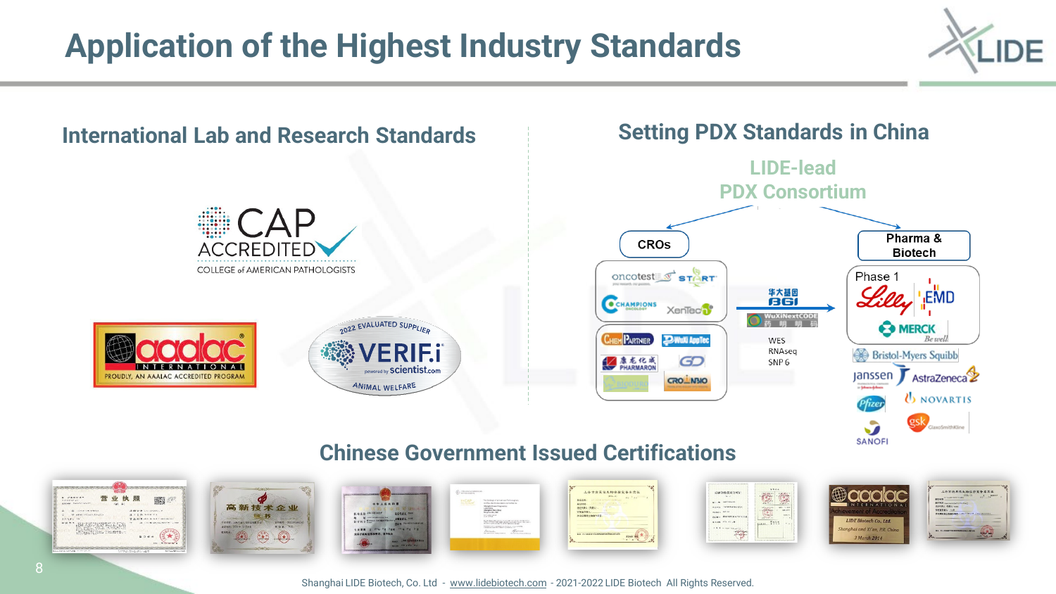# Application of the Highest Industry Standards

## International Lab and Research Standards

CAP ACCREDITED

COLLEGE of AMERICAN PATHOLOGISTS

aaalac INTERNATIONAL

PROUDLY, AN AAALAC ACCREDITED PROGRAM

2022 EVALUATED SUPPLIER

VERIF.i

powered by Scientist.com

ANIMAL WELFARE

## Setting PDX Standards in China

LIDE-lead
PDX Consortium

CROs

oncotest, START, CHAMPIONS ONCOLOGY, XenTech

ChemPartner, WuXi AppTec, PHARMARON, CROWNBIO

华大基因 BGI

WuXiNextCODE

WES
RNAseq
SNP 6

Pharma & Biotech

Phase 1

Lilly, EMD, MERCK

Bristol-Myers Squibb, Janssen, AstraZeneca, Pfizer, NOVARTIS, SANOFI, gsk

## Chinese Government Issued Certifications

Shanghai LIDE Biotech, Co. Ltd - www.lidebiotech.com - 2021-2022 LIDE Biotech All Rights Reserved.